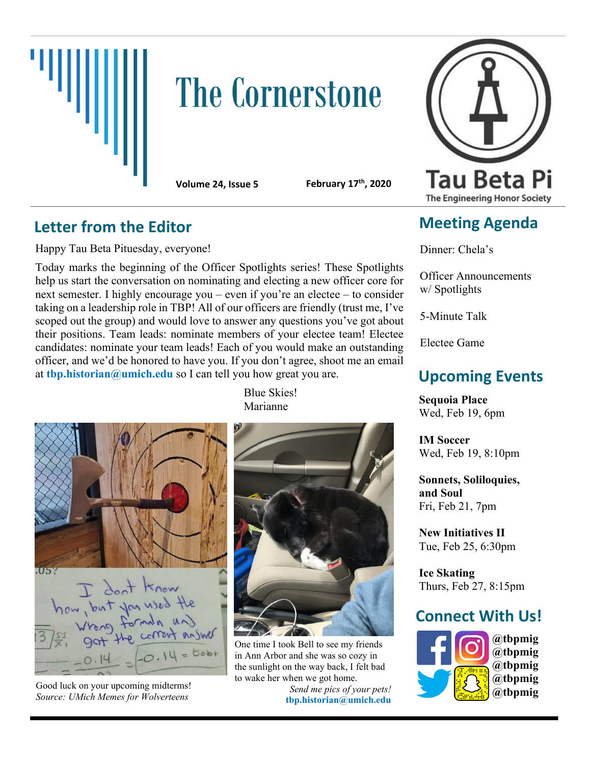# The Cornerstone

**Volume 24, Issue 5** **February 17th, 2020**

Tau Beta Pi
The Engineering Honor Society

## Letter from the Editor

Happy Tau Beta Pituesday, everyone!

Today marks the beginning of the Officer Spotlights series! These Spotlights help us start the conversation on nominating and electing a new officer core for next semester. I highly encourage you – even if you're an electee – to consider taking on a leadership role in TBP! All of our officers are friendly (trust me, I've scoped out the group) and would love to answer any questions you've got about their positions. Team leads: nominate members of your electee team! Electee candidates: nominate your team leads! Each of you would make an outstanding officer, and we'd be honored to have you. If you don't agree, shoot me an email at **tbp.historian@umich.edu** so I can tell you how great you are.

Blue Skies!
Marianne

Good luck on your upcoming midterms!
*Source: UMich Memes for Wolverteens*

One time I took Bell to see my friends in Ann Arbor and she was so cozy in the sunlight on the way back, I felt bad to wake her when we got home.
*Send me pics of your pets!*
**tbp.historian@umich.edu**

## Meeting Agenda

Dinner: Chela's

Officer Announcements w/ Spotlights

5-Minute Talk

Electee Game

## Upcoming Events

**Sequoia Place**
Wed, Feb 19, 6pm

**IM Soccer**
Wed, Feb 19, 8:10pm

**Sonnets, Soliloquies, and Soul**
Fri, Feb 21, 7pm

**New Initiatives II**
Tue, Feb 25, 6:30pm

**Ice Skating**
Thurs, Feb 27, 8:15pm

## Connect With Us!

**@tbpmig**
**@tbpmig**
**@tbpmig**
**@tbpmig**
**@tbpmig**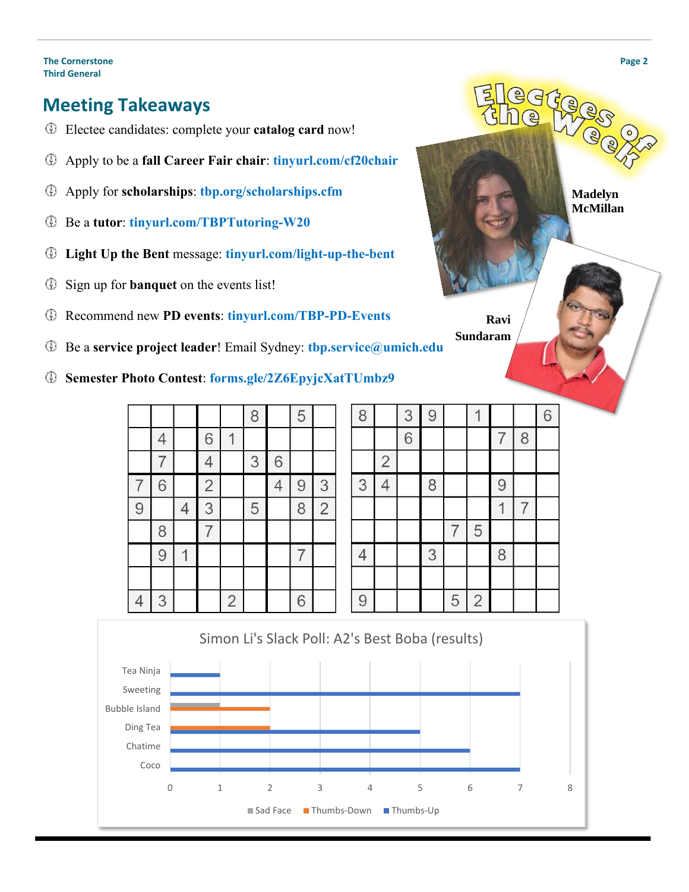## Meeting Takeaways

- Electee candidates: complete your **catalog card** now!
- Apply to be a **fall Career Fair chair**: tinyurl.com/cf20chair
- Apply for **scholarships**: tbp.org/scholarships.cfm
- Be a **tutor**: tinyurl.com/TBPTutoring-W20
- **Light Up the Bent** message: tinyurl.com/light-up-the-bent
- Sign up for **banquet** on the events list!
- Recommend new **PD events**: tinyurl.com/TBP-PD-Events
- Be a **service project leader**! Email Sydney: tbp.service@umich.edu
- **Semester Photo Contest**: forms.gle/2Z6EpyjcXatTUmbz9

## Electees of the Week

**Madelyn McMillan**

**Ravi Sundaram**

| | | | | | | | | |
|---|---|---|---|---|---|---|---|---|
| | | | | | 8 | | 5 | |
| | 4 | | 6 | 1 | | | | |
| | 7 | | 4 | | 3 | 6 | | |
| 7 | 6 | | 2 | | | 4 | 9 | 3 |
| 9 | | 4 | 3 | | 5 | | 8 | 2 |
| | 8 | | 7 | | | | | |
| | 9 | 1 | | | | | 7 | |
| | | | | | | | | |
| 4 | 3 | | | 2 | | | 6 | |

| | | | | | | | | |
|---|---|---|---|---|---|---|---|---|
| 8 | | 3 | 9 | | 1 | | | 6 |
| | | 6 | | | | 7 | 8 | |
| | 2 | | | | | | | |
| 3 | 4 | | 8 | | | 9 | | |
| | | | | | | 1 | 7 | |
| | | | | 7 | 5 | | | |
| 4 | | | 3 | | | 8 | | |
| | | | | | | | | |
| 9 | | | | 5 | 2 | | | |

Simon Li's Slack Poll: A2's Best Boba (results)

Tea Ninja
Sweeting
Bubble Island
Ding Tea
Chatime
Coco

0 1 2 3 4 5 6 7 8

Sad Face   Thumbs-Down   Thumbs-Up